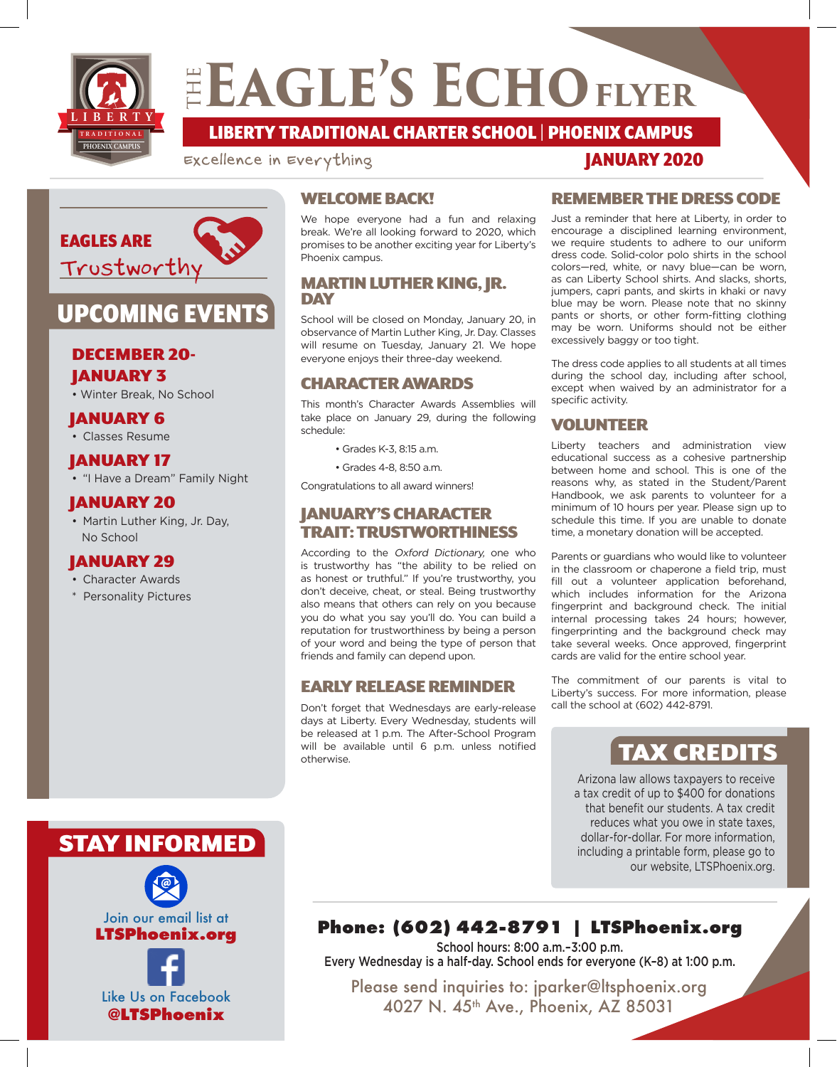# THE EAGLE'S ECHO FLYER

**LIBERTY TRADITIONAL CHARTER SCHOOL | PHOENIX CAMPUS**

Excellence in Everything

**JANUARY 2020**

## EAGLES ARE Trustworthy

## UPCOMING EVENTS

### DECEMBER 20-JANUARY 3
- Winter Break, No School

### JANUARY 6
- Classes Resume

### JANUARY 17
- "I Have a Dream" Family Night

### JANUARY 20
- Martin Luther King, Jr. Day, No School

### JANUARY 29
- Character Awards
- * Personality Pictures

## STAY INFORMED

Join our email list at **LTSPhoenix.org**

Like Us on Facebook **@LTSPhoenix**

## WELCOME BACK!

We hope everyone had a fun and relaxing break. We're all looking forward to 2020, which promises to be another exciting year for Liberty's Phoenix campus.

## MARTIN LUTHER KING, JR. DAY

School will be closed on Monday, January 20, in observance of Martin Luther King, Jr. Day. Classes will resume on Tuesday, January 21. We hope everyone enjoys their three-day weekend.

## CHARACTER AWARDS

This month's Character Awards Assemblies will take place on January 29, during the following schedule:

- Grades K-3, 8:15 a.m.
- Grades 4-8, 8:50 a.m.

Congratulations to all award winners!

## JANUARY'S CHARACTER TRAIT: TRUSTWORTHINESS

According to the *Oxford Dictionary*, one who is trustworthy has "the ability to be relied on as honest or truthful." If you're trustworthy, you don't deceive, cheat, or steal. Being trustworthy also means that others can rely on you because you do what you say you'll do. You can build a reputation for trustworthiness by being a person of your word and being the type of person that friends and family can depend upon.

## EARLY RELEASE REMINDER

Don't forget that Wednesdays are early-release days at Liberty. Every Wednesday, students will be released at 1 p.m. The After-School Program will be available until 6 p.m. unless notified otherwise.

## REMEMBER THE DRESS CODE

Just a reminder that here at Liberty, in order to encourage a disciplined learning environment, we require students to adhere to our uniform dress code. Solid-color polo shirts in the school colors—red, white, or navy blue—can be worn, as can Liberty School shirts. And slacks, shorts, jumpers, capri pants, and skirts in khaki or navy blue may be worn. Please note that no skinny pants or shorts, or other form-fitting clothing may be worn. Uniforms should not be either excessively baggy or too tight.

The dress code applies to all students at all times during the school day, including after school, except when waived by an administrator for a specific activity.

## VOLUNTEER

Liberty teachers and administration view educational success as a cohesive partnership between home and school. This is one of the reasons why, as stated in the Student/Parent Handbook, we ask parents to volunteer for a minimum of 10 hours per year. Please sign up to schedule this time. If you are unable to donate time, a monetary donation will be accepted.

Parents or guardians who would like to volunteer in the classroom or chaperone a field trip, must fill out a volunteer application beforehand, which includes information for the Arizona fingerprint and background check. The initial internal processing takes 24 hours; however, fingerprinting and the background check may take several weeks. Once approved, fingerprint cards are valid for the entire school year.

The commitment of our parents is vital to Liberty's success. For more information, please call the school at (602) 442-8791.

## TAX CREDITS

Arizona law allows taxpayers to receive a tax credit of up to $400 for donations that benefit our students. A tax credit reduces what you owe in state taxes, dollar-for-dollar. For more information, including a printable form, please go to our website, LTSPhoenix.org.

**Phone: (602) 442-8791 | LTSPhoenix.org**

School hours: 8:00 a.m.-3:00 p.m.
Every Wednesday is a half-day. School ends for everyone (K–8) at 1:00 p.m.

Please send inquiries to: jparker@ltsphoenix.org
4027 N. 45th Ave., Phoenix, AZ 85031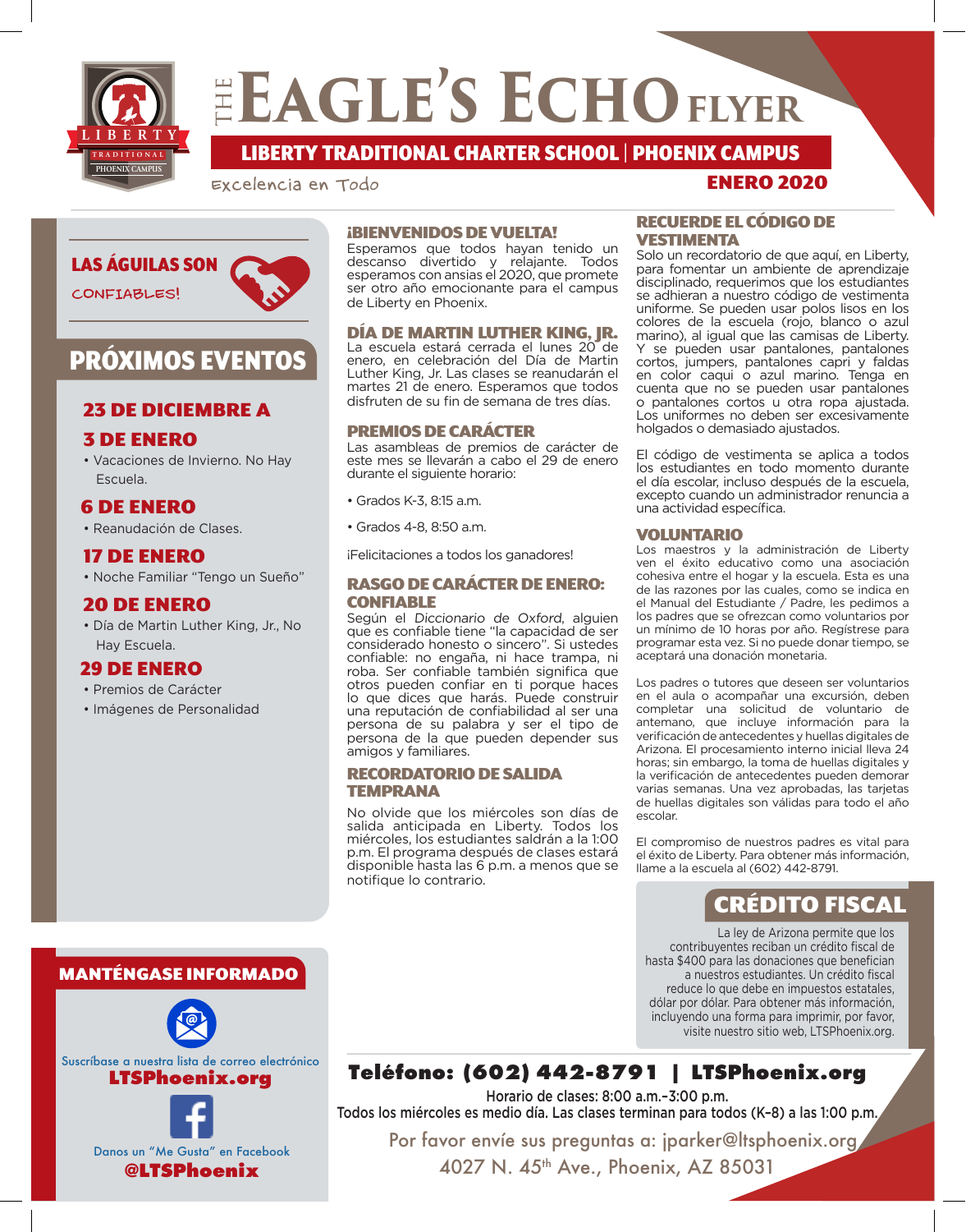# THE EAGLE'S ECHO FLYER

**LIBERTY TRADITIONAL CHARTER SCHOOL | PHOENIX CAMPUS**

Excelencia en Todo

**ENERO 2020**

## LAS ÁGUILAS SON CONFIABLES!

## PRÓXIMOS EVENTOS

### 23 DE DICIEMBRE A 3 DE ENERO

- Vacaciones de Invierno. No Hay Escuela.

### 6 DE ENERO

- Reanudación de Clases.

### 17 DE ENERO

- Noche Familiar "Tengo un Sueño"

### 20 DE ENERO

- Día de Martin Luther King, Jr., No Hay Escuela.

### 29 DE ENERO

- Premios de Carácter
- Imágenes de Personalidad

## ¡BIENVENIDOS DE VUELTA!

Esperamos que todos hayan tenido un descanso divertido y relajante. Todos esperamos con ansias el 2020, que promete ser otro año emocionante para el campus de Liberty en Phoenix.

## DÍA DE MARTIN LUTHER KING, JR.

La escuela estará cerrada el lunes 20 de enero, en celebración del Día de Martin Luther King, Jr. Las clases se reanudarán el martes 21 de enero. Esperamos que todos disfruten de su fin de semana de tres días.

## PREMIOS DE CARÁCTER

Las asambleas de premios de carácter de este mes se llevarán a cabo el 29 de enero durante el siguiente horario:

- Grados K-3, 8:15 a.m.
- Grados 4-8, 8:50 a.m.

¡Felicitaciones a todos los ganadores!

## RASGO DE CARÁCTER DE ENERO: CONFIABLE

Según el *Diccionario de Oxford*, alguien que es confiable tiene "la capacidad de ser considerado honesto o sincero". Si ustedes confiable: no engaña, ni hace trampa, ni roba. Ser confiable también significa que otros pueden confiar en ti porque haces lo que dices que harás. Puede construir una reputación de confiabilidad al ser una persona de su palabra y ser el tipo de persona de la que pueden depender sus amigos y familiares.

## RECORDATORIO DE SALIDA TEMPRANA

No olvide que los miércoles son días de salida anticipada en Liberty. Todos los miércoles, los estudiantes saldrán a la 1:00 p.m. El programa después de clases estará disponible hasta las 6 p.m. a menos que se notifique lo contrario.

## RECUERDE EL CÓDIGO DE VESTIMENTA

Solo un recordatorio de que aquí, en Liberty, para fomentar un ambiente de aprendizaje disciplinado, requerimos que los estudiantes se adhieran a nuestro código de vestimenta uniforme. Se pueden usar polos lisos en los colores de la escuela (rojo, blanco o azul marino), al igual que las camisas de Liberty. Y se pueden usar pantalones, pantalones cortos, jumpers, pantalones capri y faldas en color caqui o azul marino. Tenga en cuenta que no se pueden usar pantalones o pantalones cortos u otra ropa ajustada. Los uniformes no deben ser excesivamente holgados o demasiado ajustados.

El código de vestimenta se aplica a todos los estudiantes en todo momento durante el día escolar, incluso después de la escuela, excepto cuando un administrador renuncia a una actividad específica.

## VOLUNTARIO

Los maestros y la administración de Liberty ven el éxito educativo como una asociación cohesiva entre el hogar y la escuela. Esta es una de las razones por las cuales, como se indica en el Manual del Estudiante / Padre, les pedimos a los padres que se ofrezcan como voluntarios por un mínimo de 10 horas por año. Regístrese para programar esta vez. Si no puede donar tiempo, se aceptará una donación monetaria.

Los padres o tutores que deseen ser voluntarios en el aula o acompañar una excursión, deben completar una solicitud de voluntario de antemano, que incluye información para la verificación de antecedentes y huellas digitales de Arizona. El procesamiento interno inicial lleva 24 horas; sin embargo, la toma de huellas digitales y la verificación de antecedentes pueden demorar varias semanas. Una vez aprobadas, las tarjetas de huellas digitales son válidas para todo el año escolar.

El compromiso de nuestros padres es vital para el éxito de Liberty. Para obtener más información, llame a la escuela al (602) 442-8791.

## CRÉDITO FISCAL

La ley de Arizona permite que los contribuyentes reciban un crédito fiscal de hasta $400 para las donaciones que benefician a nuestros estudiantes. Un crédito fiscal reduce lo que debe en impuestos estatales, dólar por dólar. Para obtener más información, incluyendo una forma para imprimir, por favor, visite nuestro sitio web, LTSPhoenix.org.

## MANTÉNGASE INFORMADO

Suscríbase a nuestra lista de correo electrónico
**LTSPhoenix.org**

Danos un "Me Gusta" en Facebook
**@LTSPhoenix**

**Teléfono: (602) 442-8791 | LTSPhoenix.org**

Horario de clases: 8:00 a.m.-3:00 p.m.
Todos los miércoles es medio día. Las clases terminan para todos (K-8) a las 1:00 p.m.

Por favor envíe sus preguntas a: jparker@ltsphoenix.org
4027 N. 45th Ave., Phoenix, AZ 85031